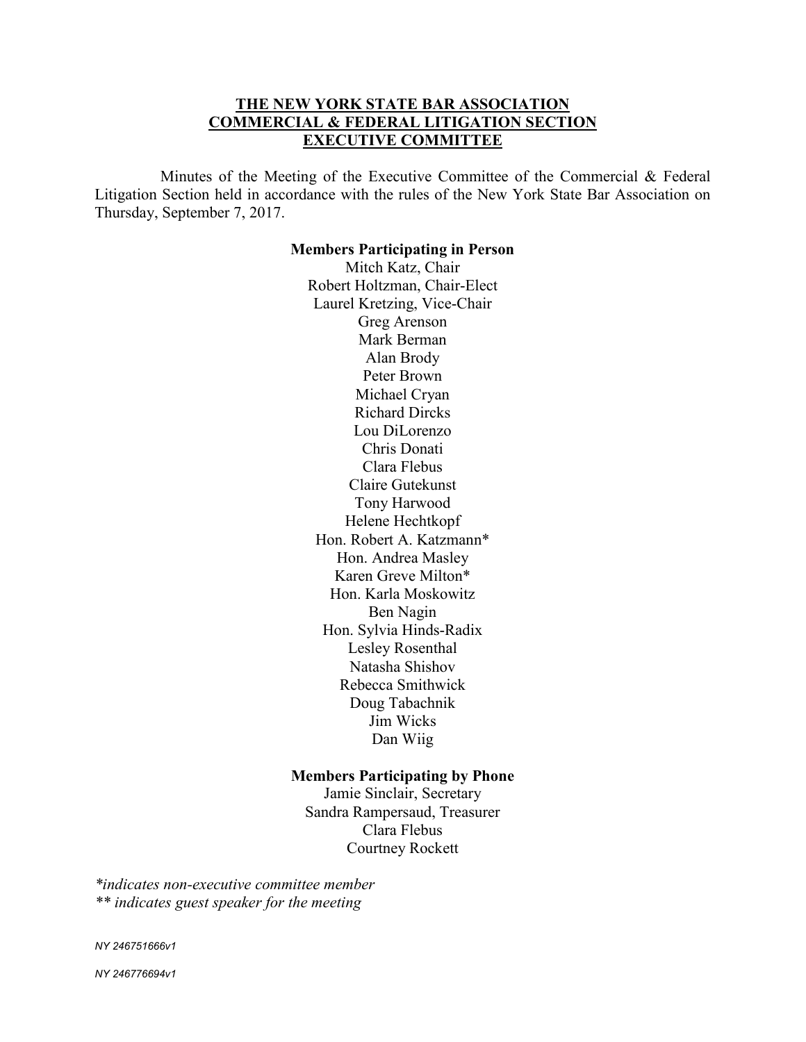# THE NEW YORK STATE BAR ASSOCIATION
# COMMERCIAL & FEDERAL LITIGATION SECTION
# EXECUTIVE COMMITTEE

Minutes of the Meeting of the Executive Committee of the Commercial & Federal Litigation Section held in accordance with the rules of the New York State Bar Association on Thursday, September 7, 2017.

**Members Participating in Person**

Mitch Katz, Chair
Robert Holtzman, Chair-Elect
Laurel Kretzing, Vice-Chair
Greg Arenson
Mark Berman
Alan Brody
Peter Brown
Michael Cryan
Richard Dircks
Lou DiLorenzo
Chris Donati
Clara Flebus
Claire Gutekunst
Tony Harwood
Helene Hechtkopf
Hon. Robert A. Katzmann*
Hon. Andrea Masley
Karen Greve Milton*
Hon. Karla Moskowitz
Ben Nagin
Hon. Sylvia Hinds-Radix
Lesley Rosenthal
Natasha Shishov
Rebecca Smithwick
Doug Tabachnik
Jim Wicks
Dan Wiig

**Members Participating by Phone**

Jamie Sinclair, Secretary
Sandra Rampersaud, Treasurer
Clara Flebus
Courtney Rockett

*\*indicates non-executive committee member*
*\*\* indicates guest speaker for the meeting*

*NY 246751666v1*

*NY 246776694v1*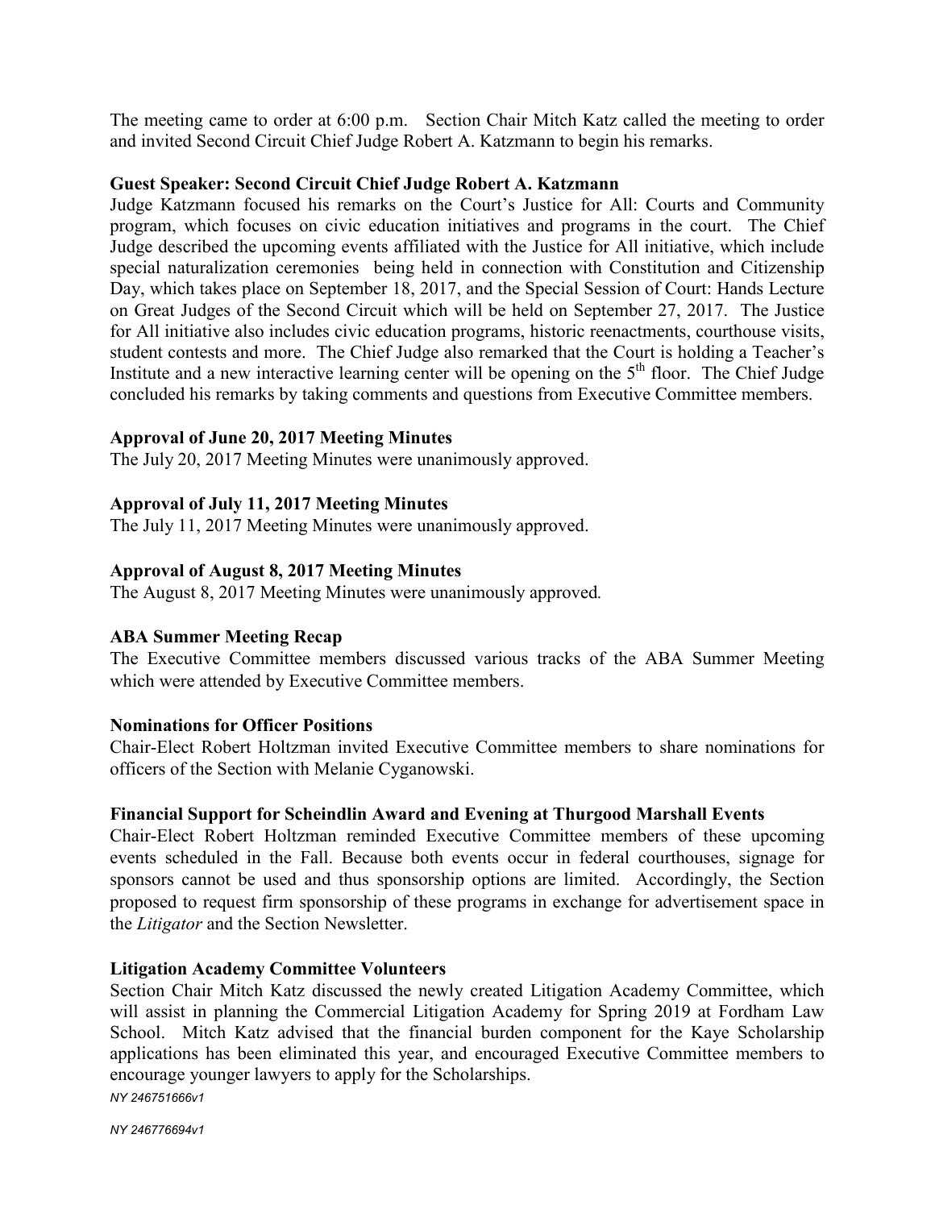The meeting came to order at 6:00 p.m. Section Chair Mitch Katz called the meeting to order and invited Second Circuit Chief Judge Robert A. Katzmann to begin his remarks.

**Guest Speaker: Second Circuit Chief Judge Robert A. Katzmann**

Judge Katzmann focused his remarks on the Court's Justice for All: Courts and Community program, which focuses on civic education initiatives and programs in the court. The Chief Judge described the upcoming events affiliated with the Justice for All initiative, which include special naturalization ceremonies being held in connection with Constitution and Citizenship Day, which takes place on September 18, 2017, and the Special Session of Court: Hands Lecture on Great Judges of the Second Circuit which will be held on September 27, 2017. The Justice for All initiative also includes civic education programs, historic reenactments, courthouse visits, student contests and more. The Chief Judge also remarked that the Court is holding a Teacher's Institute and a new interactive learning center will be opening on the 5th floor. The Chief Judge concluded his remarks by taking comments and questions from Executive Committee members.

**Approval of June 20, 2017 Meeting Minutes**

The July 20, 2017 Meeting Minutes were unanimously approved.

**Approval of July 11, 2017 Meeting Minutes**

The July 11, 2017 Meeting Minutes were unanimously approved.

**Approval of August 8, 2017 Meeting Minutes**

The August 8, 2017 Meeting Minutes were unanimously approved.

**ABA Summer Meeting Recap**

The Executive Committee members discussed various tracks of the ABA Summer Meeting which were attended by Executive Committee members.

**Nominations for Officer Positions**

Chair-Elect Robert Holtzman invited Executive Committee members to share nominations for officers of the Section with Melanie Cyganowski.

**Financial Support for Scheindlin Award and Evening at Thurgood Marshall Events**

Chair-Elect Robert Holtzman reminded Executive Committee members of these upcoming events scheduled in the Fall. Because both events occur in federal courthouses, signage for sponsors cannot be used and thus sponsorship options are limited. Accordingly, the Section proposed to request firm sponsorship of these programs in exchange for advertisement space in the *Litigator* and the Section Newsletter.

**Litigation Academy Committee Volunteers**

Section Chair Mitch Katz discussed the newly created Litigation Academy Committee, which will assist in planning the Commercial Litigation Academy for Spring 2019 at Fordham Law School. Mitch Katz advised that the financial burden component for the Kaye Scholarship applications has been eliminated this year, and encouraged Executive Committee members to encourage younger lawyers to apply for the Scholarships.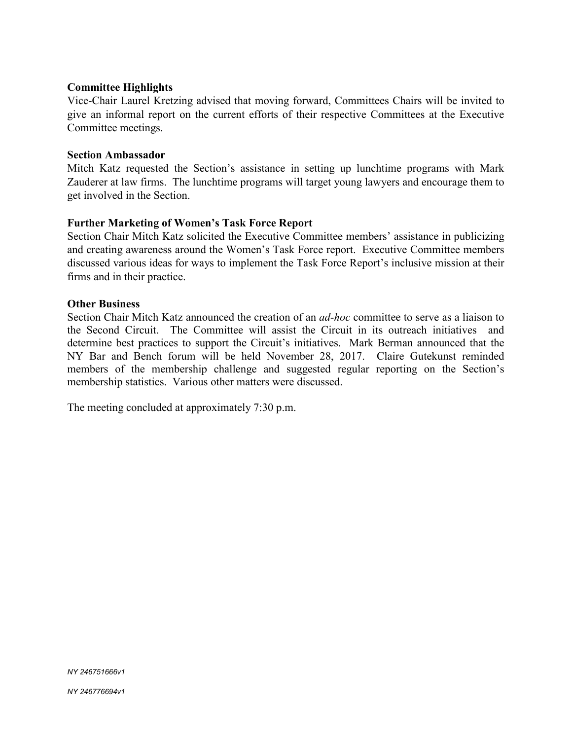**Committee Highlights**
Vice-Chair Laurel Kretzing advised that moving forward, Committees Chairs will be invited to give an informal report on the current efforts of their respective Committees at the Executive Committee meetings.

**Section Ambassador**
Mitch Katz requested the Section's assistance in setting up lunchtime programs with Mark Zauderer at law firms. The lunchtime programs will target young lawyers and encourage them to get involved in the Section.

**Further Marketing of Women's Task Force Report**
Section Chair Mitch Katz solicited the Executive Committee members' assistance in publicizing and creating awareness around the Women's Task Force report. Executive Committee members discussed various ideas for ways to implement the Task Force Report's inclusive mission at their firms and in their practice.

**Other Business**
Section Chair Mitch Katz announced the creation of an *ad-hoc* committee to serve as a liaison to the Second Circuit. The Committee will assist the Circuit in its outreach initiatives and determine best practices to support the Circuit's initiatives. Mark Berman announced that the NY Bar and Bench forum will be held November 28, 2017. Claire Gutekunst reminded members of the membership challenge and suggested regular reporting on the Section's membership statistics. Various other matters were discussed.

The meeting concluded at approximately 7:30 p.m.

*NY 246751666v1*

*NY 246776694v1*